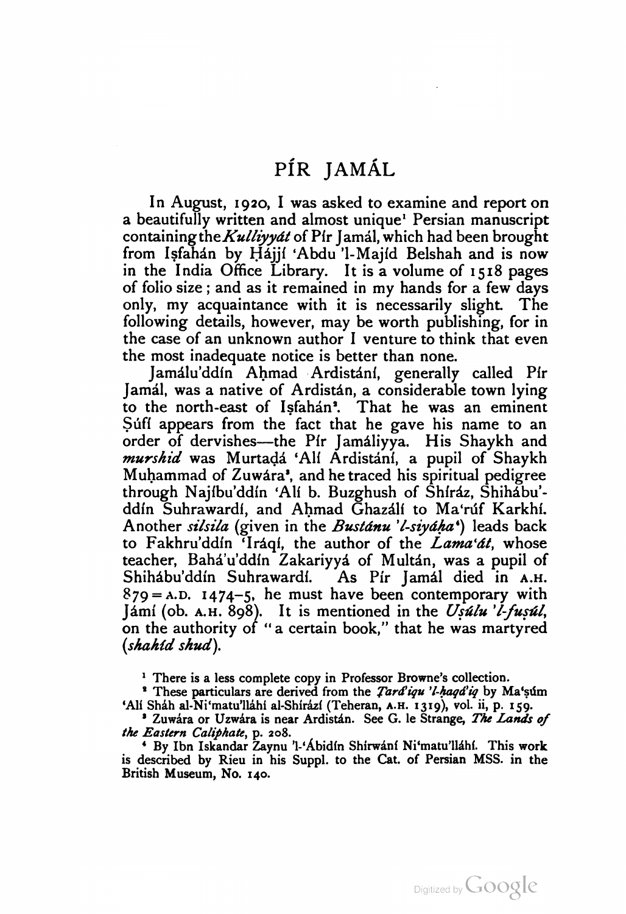# PÍR JAMÁL

In August, 1920, I was asked to examine and report on a beautifully written and almost unique[1] Persian manuscript containing the *Kulliyyát* of Pír Jamál, which had been brought from Iṣfahán by Ḥájjí 'Abdu 'l-Majíd Belshah and is now in the India Office Library. It is a volume of 1518 pages of folio size; and as it remained in my hands for a few days only, my acquaintance with it is necessarily slight. The following details, however, may be worth publishing, for in the case of an unknown author I venture to think that even the most inadequate notice is better than none.

Jamálu'ddín Aḥmad Ardistání, generally called Pír Jamál, was a native of Ardistán, a considerable town lying to the north-east of Iṣfahán[2]. That he was an eminent Ṣúfí appears from the fact that he gave his name to an order of dervishes—the Pír Jamáliyya. His Shaykh and *murshid* was Murtaḍá 'Alí Ardistání, a pupil of Shaykh Muḥammad of Zuwára[3], and he traced his spiritual pedigree through Najíbu'ddín 'Alí b. Buzghush of Shíráz, Shihábu'ddín Suhrawardí, and Aḥmad Ghazálí to Ma'rúf Karkhí. Another *silsila* (given in the *Bustánu 'l-siyáḥa*[4]) leads back to Fakhru'ddín 'Iráqí, the author of the *Lama'át*, whose teacher, Bahá'u'ddín Zakariyyá of Multán, was a pupil of Shihábu'ddín Suhrawardí. As Pír Jamál died in A.H. 879 = A.D. 1474–5, he must have been contemporary with Jámí (ob. A.H. 898). It is mentioned in the *Uṣúlu 'l-fuṣúl*, on the authority of "a certain book," that he was martyred (*shahíd shud*).

[1] There is a less complete copy in Professor Browne's collection.

[2] These particulars are derived from the *Ṭará'iqu 'l-ḥaqá'iq* by Ma'ṣúm 'Alí Sháh al-Ni'matu'lláhí al-Shírází (Teheran, A.H. 1319), vol. ii, p. 159.

[3] Zuwára or Uzwára is near Ardistán. See G. le Strange, *The Lands of the Eastern Caliphate*, p. 208.

[4] By Ibn Iskandar Zaynu 'l-'Ábidín Shírwání Ni'matu'lláhí. This work is described by Rieu in his Suppl. to the Cat. of Persian MSS. in the British Museum, No. 140.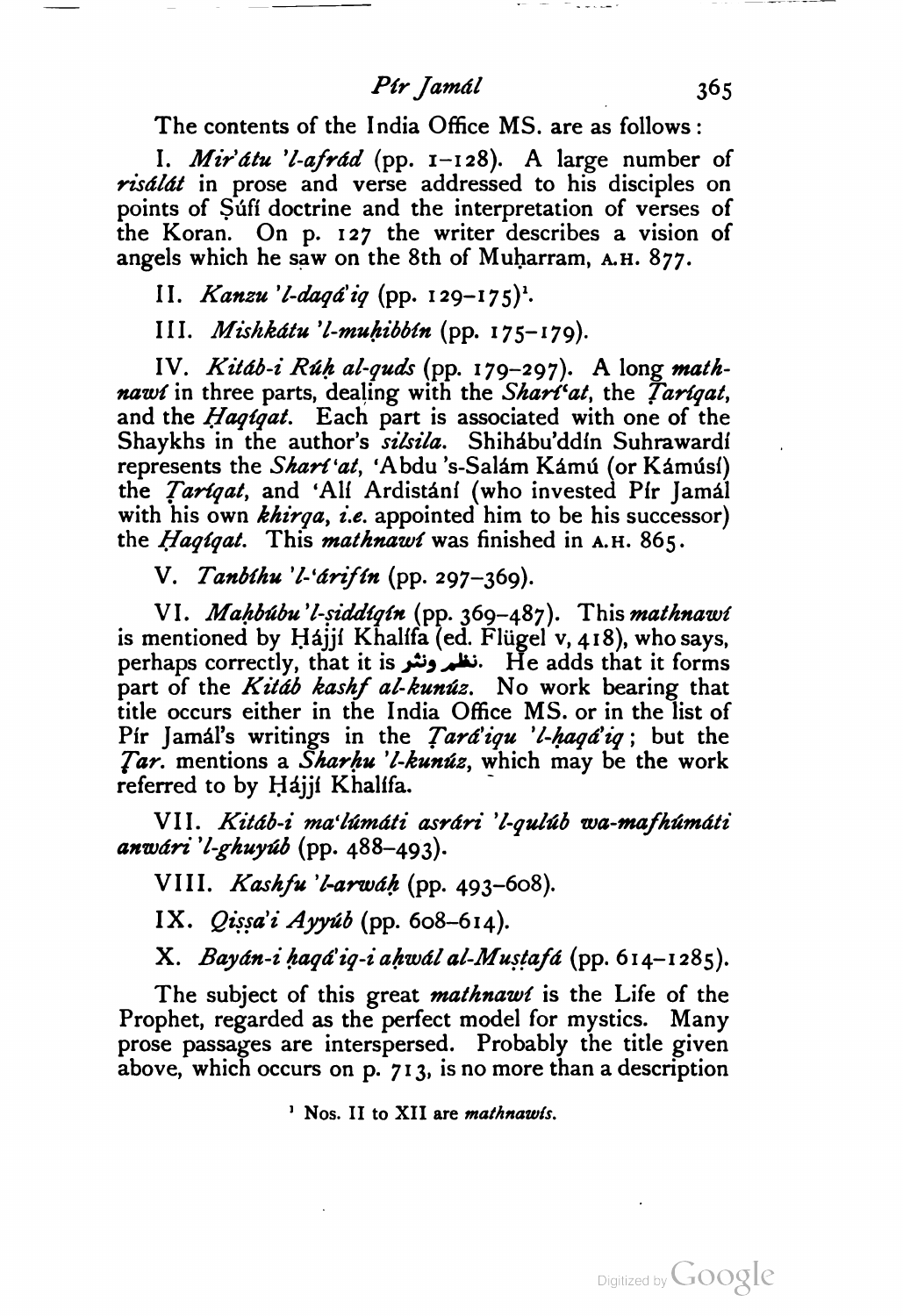The contents of the India Office MS. are as follows:

I. *Mir'átu 'l-afrád* (pp. 1–128). A large number of *risálát* in prose and verse addressed to his disciples on points of Ṣúfí doctrine and the interpretation of verses of the Koran. On p. 127 the writer describes a vision of angels which he saw on the 8th of Muḥarram, A.H. 877.

II. *Kanzu 'l-daqá'iq* (pp. 129–175)[1].

III. *Mishkátu 'l-muḥibbín* (pp. 175–179).

IV. *Kitáb-i Rúḥ al-quds* (pp. 179–297). A long *mathnawí* in three parts, dealing with the *Sharí'at*, the *Ṭaríqat*, and the *Ḥaqíqat*. Each part is associated with one of the Shaykhs in the author's *silsila*. Shihábu'ddín Suhrawardí represents the *Sharí'at*, 'Abdu 's-Salám Kámú (or Kámúsí) the *Ṭaríqat*, and 'Alí Ardistání (who invested Pír Jamál with his own *khirqa*, *i.e.* appointed him to be his successor) the *Ḥaqíqat*. This *mathnawí* was finished in A.H. 865.

V. *Tanbíhu 'l-'árifín* (pp. 297–369).

VI. *Maḥbúbu 'l-ṣiddíqín* (pp. 369–487). This *mathnawí* is mentioned by Ḥájjí Khalífa (ed. Flügel v, 418), who says, perhaps correctly, that it is نظم ونثر. He adds that it forms part of the *Kitáb kashf al-kunúz*. No work bearing that title occurs either in the India Office MS. or in the list of Pír Jamál's writings in the *Ṭará'iqu 'l-ḥaqá'iq*; but the *Ṭar.* mentions a *Sharḥu 'l-kunúz*, which may be the work referred to by Ḥájjí Khalífa.

VII. *Kitáb-i ma'lúmáti asrári 'l-qulúb wa-mafhúmáti anwári 'l-ghuyúb* (pp. 488–493).

VIII. *Kashfu 'l-arwáḥ* (pp. 493–608).

IX. *Qiṣṣa'i Ayyúb* (pp. 608–614).

X. *Bayán-i ḥaqá'iq-i aḥwál al-Muṣṭafá* (pp. 614–1285).

The subject of this great *mathnawí* is the Life of the Prophet, regarded as the perfect model for mystics. Many prose passages are interspersed. Probably the title given above, which occurs on p. 713, is no more than a description

[1] Nos. II to XII are *mathnawís*.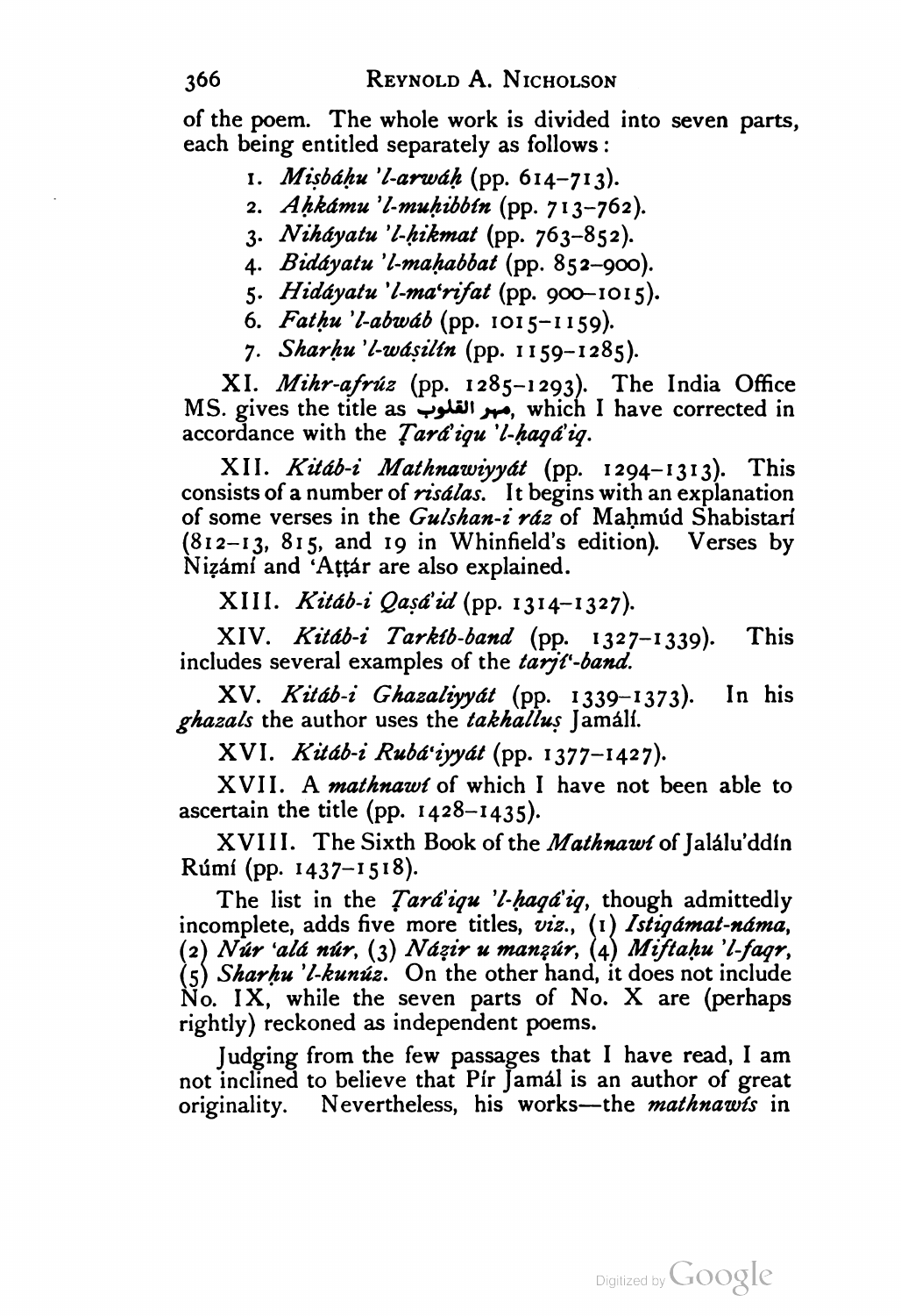of the poem. The whole work is divided into seven parts, each being entitled separately as follows:

1. *Miṣbáḥu 'l-arwáḥ* (pp. 614–713).
2. *Aḥkámu 'l-muḥibbín* (pp. 713–762).
3. *Niháyatu 'l-ḥikmat* (pp. 763–852).
4. *Bidáyatu 'l-maḥabbat* (pp. 852–900).
5. *Hidáyatu 'l-ma'rifat* (pp. 900–1015).
6. *Fatḥu 'l-abwáb* (pp. 1015–1159).
7. *Sharḥu 'l-wáṣilín* (pp. 1159–1285).

XI. *Mihr-afrúz* (pp. 1285–1293). The India Office MS. gives the title as مهر القلوب, which I have corrected in accordance with the *Ṭará'iqu 'l-ḥaqá'iq*.

XII. *Kitáb-i Mathnawiyyát* (pp. 1294–1313). This consists of a number of *risálas*. It begins with an explanation of some verses in the *Gulshan-i ráz* of Maḥmúd Shabistarí (812–13, 815, and 19 in Whinfield's edition). Verses by Niẓámí and 'Aṭṭár are also explained.

XIII. *Kitáb-i Qaṣá'id* (pp. 1314–1327).

XIV. *Kitáb-i Tarkíb-band* (pp. 1327–1339). This includes several examples of the *tarjí'-band*.

XV. *Kitáb-i Ghazaliyyát* (pp. 1339–1373). In his *ghazals* the author uses the *takhalluṣ* Jamálí.

XVI. *Kitáb-i Rubá'iyyát* (pp. 1377–1427).

XVII. A *mathnawí* of which I have not been able to ascertain the title (pp. 1428–1435).

XVIII. The Sixth Book of the *Mathnawí* of Jalálu'ddín Rúmí (pp. 1437–1518).

The list in the *Ṭará'iqu 'l-ḥaqá'iq*, though admittedly incomplete, adds five more titles, *viz.*, (1) *Istiqámat-náma*, (2) *Núr 'alá núr*, (3) *Náẓir u manẓúr*, (4) *Miftaḥu 'l-faqr*, (5) *Sharḥu 'l-kunúz*. On the other hand, it does not include No. IX, while the seven parts of No. X are (perhaps rightly) reckoned as independent poems.

Judging from the few passages that I have read, I am not inclined to believe that Pír Jamál is an author of great originality. Nevertheless, his works—the *mathnawís* in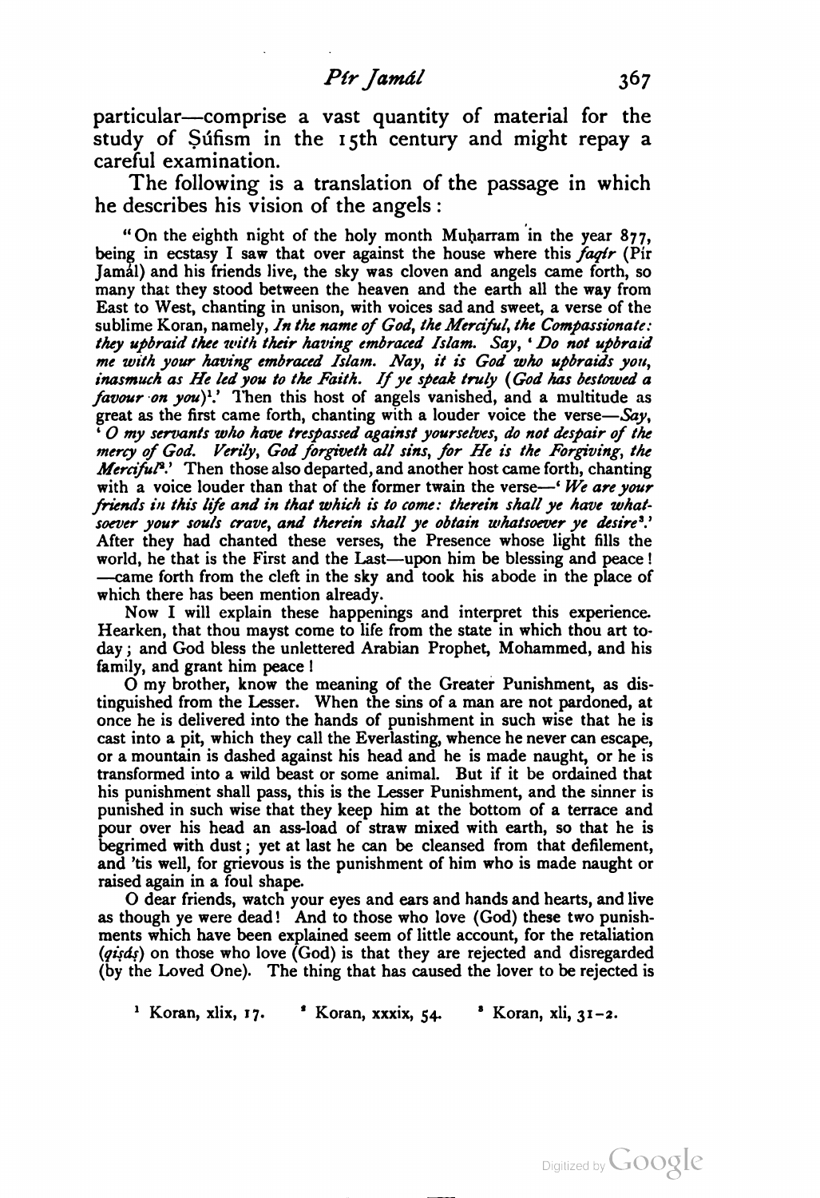particular—comprise a vast quantity of material for the study of Ṣúfism in the 15th century and might repay a careful examination.

The following is a translation of the passage in which he describes his vision of the angels:

"On the eighth night of the holy month Muḥarram in the year 877, being in ecstasy I saw that over against the house where this *faqír* (Pír Jamál) and his friends live, the sky was cloven and angels came forth, so many that they stood between the heaven and the earth all the way from East to West, chanting in unison, with voices sad and sweet, a verse of the sublime Koran, namely, *In the name of God, the Merciful, the Compassionate: they upbraid thee with their having embraced Islam. Say, 'Do not upbraid me with your having embraced Islam. Nay, it is God who upbraids you, inasmuch as He led you to the Faith. If ye speak truly (God has bestowed a favour on you)*[1].' Then this host of angels vanished, and a multitude as great as the first came forth, chanting with a louder voice the verse—*Say, 'O my servants who have trespassed against yourselves, do not despair of the mercy of God. Verily, God forgiveth all sins, for He is the Forgiving, the Merciful*[2].' Then those also departed, and another host came forth, chanting with a voice louder than that of the former twain the verse—'*We are your friends in this life and in that which is to come: therein shall ye have whatsoever your souls crave, and therein shall ye obtain whatsoever ye desire*[3].' After they had chanted these verses, the Presence whose light fills the world, he that is the First and the Last—upon him be blessing and peace!—came forth from the cleft in the sky and took his abode in the place of which there has been mention already.

Now I will explain these happenings and interpret this experience. Hearken, that thou mayst come to life from the state in which thou art today; and God bless the unlettered Arabian Prophet, Mohammed, and his family, and grant him peace!

O my brother, know the meaning of the Greater Punishment, as distinguished from the Lesser. When the sins of a man are not pardoned, at once he is delivered into the hands of punishment in such wise that he is cast into a pit, which they call the Everlasting, whence he never can escape, or a mountain is dashed against his head and he is made naught, or he is transformed into a wild beast or some animal. But if it be ordained that his punishment shall pass, this is the Lesser Punishment, and the sinner is punished in such wise that they keep him at the bottom of a terrace and pour over his head an ass-load of straw mixed with earth, so that he is begrimed with dust; yet at last he can be cleansed from that defilement, and 'tis well, for grievous is the punishment of him who is made naught or raised again in a foul shape.

O dear friends, watch your eyes and ears and hands and hearts, and live as though ye were dead! And to those who love (God) these two punishments which have been explained seem of little account, for the retaliation (*qiṣáṣ*) on those who love (God) is that they are rejected and disregarded (by the Loved One). The thing that has caused the lover to be rejected is

[1] Koran, xlix, 17. [2] Koran, xxxix, 54. [3] Koran, xli, 31–2.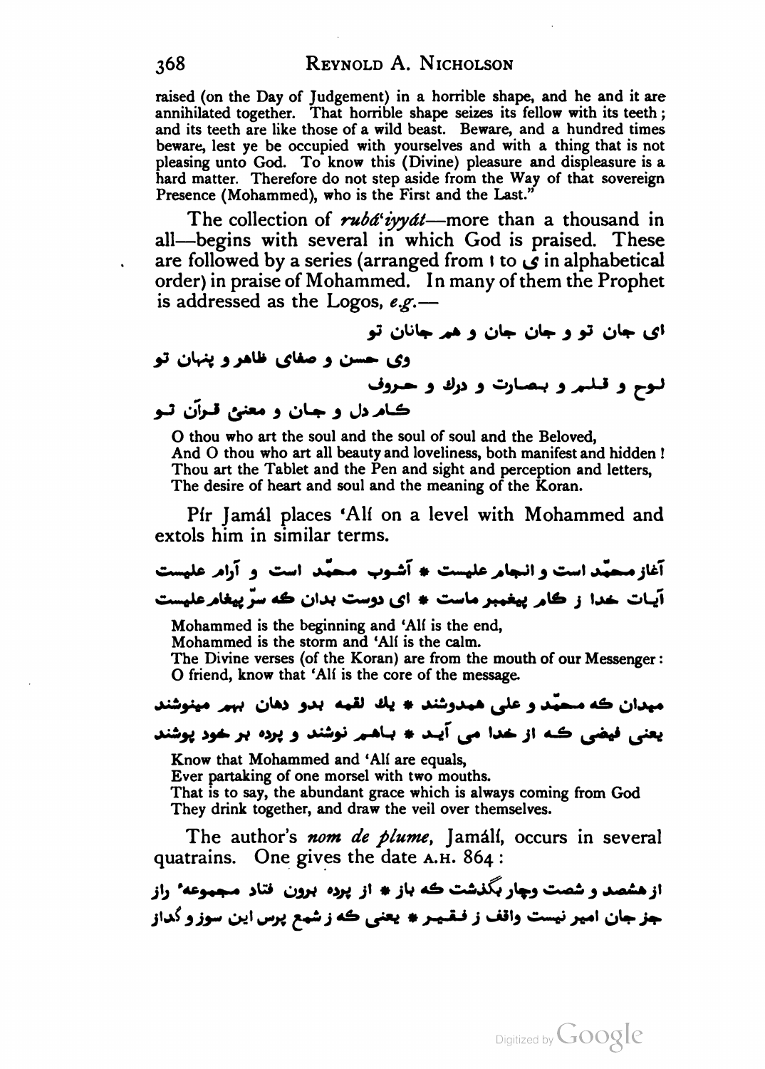raised (on the Day of Judgement) in a horrible shape, and he and it are annihilated together. That horrible shape seizes its fellow with its teeth; and its teeth are like those of a wild beast. Beware, and a hundred times beware, lest ye be occupied with yourselves and with a thing that is not pleasing unto God. To know this (Divine) pleasure and displeasure is a hard matter. Therefore do not step aside from the Way of that sovereign Presence (Mohammed), who is the First and the Last."

The collection of *rubá'iyyát*—more than a thousand in all—begins with several in which God is praised. These are followed by a series (arranged from ا to ی in alphabetical order) in praise of Mohammed. In many of them the Prophet is addressed as the Logos, *e.g.*—

ای جان تو و جان جان و هم جانان تو
وی حسن و صفای ظاهر و پنهان تو
لوح و قلم و بصارت و درك و حروف
كام دل و جان و معنئ قرآن تو

O thou who art the soul and the soul of soul and the Beloved,
And O thou who art all beauty and loveliness, both manifest and hidden!
Thou art the Tablet and the Pen and sight and perception and letters,
The desire of heart and soul and the meaning of the Koran.

Pír Jamál places 'Alí on a level with Mohammed and extols him in similar terms.

آغاز محمّد است و انجام علیست * آشوب محمّد است و آرام علیست
آیات خدا ز كام پیغمبر ماست * ای دوست بدان كه سرّ پیغام علیست

Mohammed is the beginning and 'Alí is the end,
Mohammed is the storm and 'Alí is the calm.
The Divine verses (of the Koran) are from the mouth of our Messenger:
O friend, know that 'Alí is the core of the message.

میدان كه محمّد و علی همدوشند * یك لقمه بدو دهان بهم مینوشند
یعنی فیضی كه از خدا می آید * باهم نوشند و پرده بر خود پوشند

Know that Mohammed and 'Alí are equals,
Ever partaking of one morsel with two mouths.
That is to say, the abundant grace which is always coming from God
They drink together, and draw the veil over themselves.

The author's *nom de plume*, Jamálí, occurs in several quatrains. One gives the date A.H. 864:

از هشصد و شصت وچار بگذشت كه باز * از پرده برون فتاد مجموعهٔ راز
جز جان امیر نیست واقف ز فقیر * یعنی كه ز شمع پرس این سوز و گداز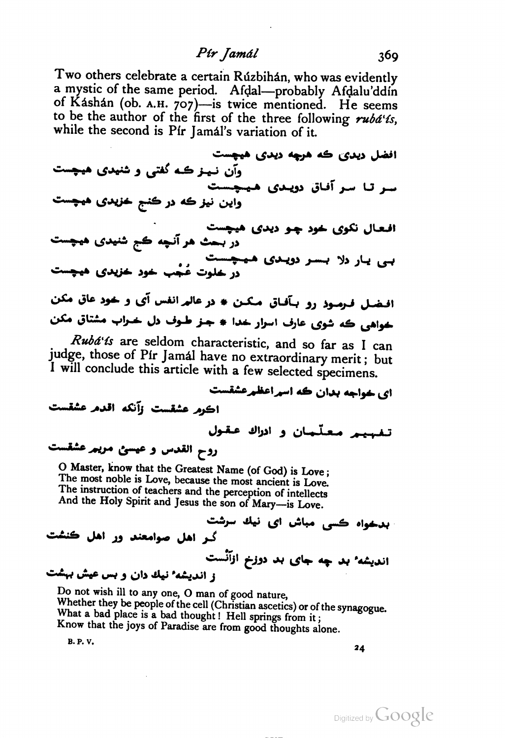Two others celebrate a certain Rúzbihán, who was evidently a mystic of the same period. Afḍal—probably Afḍalu'ddín of Káshán (ob. A.H. 707)—is twice mentioned. He seems to be the author of the first of the three following *rubá'ís*, while the second is Pír Jamál's variation of it.

افضل دیدی که هرچه دیدی هیچست
وآن نیز که گفتی و شنیدی هیچست
سر تا سر آفاق دویدی هیچست
واین نیز که در کنج خزیدی هیچست

افعال نکوی خود چو دیدی هیچست
در بحث هر آنچه کج شنیدی هیچست
بی یار دلا بسر دویدی هیچست
در خلوت عُجب خود خزیدی هیچست

افضل فرمود رو بآفاق مکن * در عالم انفس آی و خود عاق مکن
خواهی که شوی عارف اسرار خدا * جز طوف دل خراب مشتاق مکن

*Rubá'ís* are seldom characteristic, and so far as I can judge, those of Pír Jamál have no extraordinary merit; but I will conclude this article with a few selected specimens.

ای خواجه بدان که اسم اعظم عشقست
اکرم عشقست زآنکه اقدم عشقست
تفهیم معلّمان و ادراک عقول
روح القدس و عیسیٰ مریم عشقست

O Master, know that the Greatest Name (of God) is Love;
The most noble is Love, because the most ancient is Love.
The instruction of teachers and the perception of intellects
And the Holy Spirit and Jesus the son of Mary—is Love.

بدخواه کسی مباش ای نیک سرشت
گر اهل صوامعند ور اهل کنشت
اندیشهٔ بد چه جای بد دوزخ ازآنست
ز اندیشهٔ نیك دان و بس عیش بهشت

Do not wish ill to any one, O man of good nature,
Whether they be people of the cell (Christian ascetics) or of the synagogue.
What a bad place is a bad thought! Hell springs from it;
Know that the joys of Paradise are from good thoughts alone.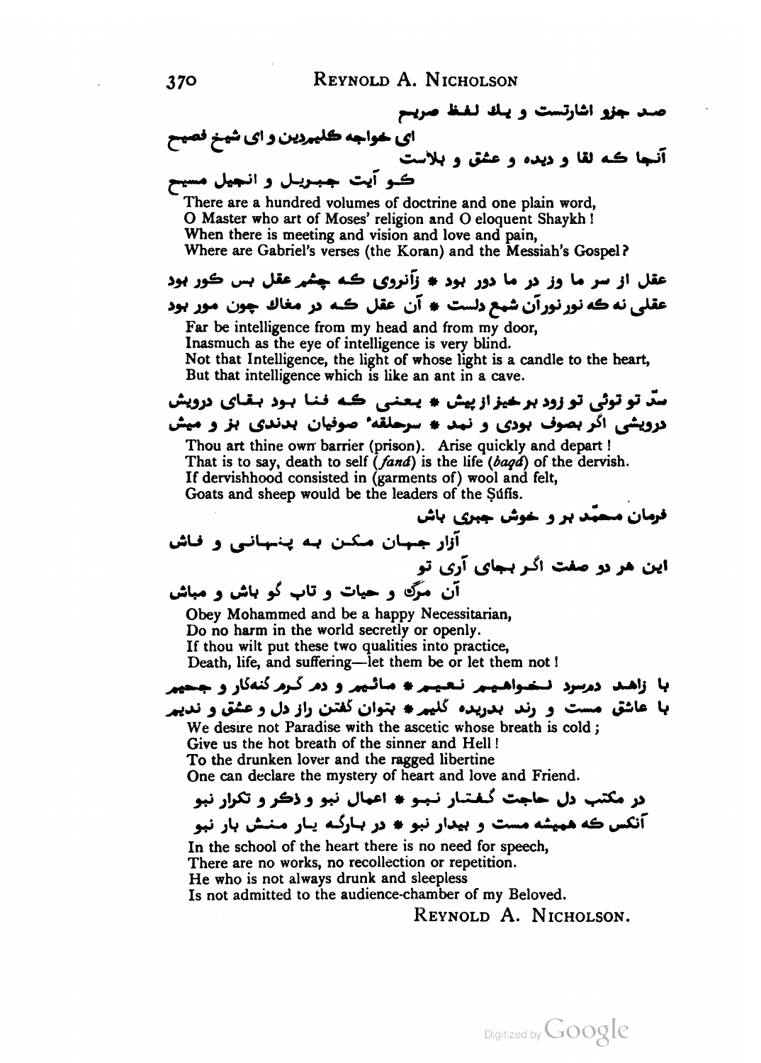صد جزو اشارتست و یك لفظ صریح
ای خواجه کلیمدین و ای شیخ فصیح
آنجا که لقا و دیده و عشق و بلاست
کو آیت جبریل و انجیل مسیح

There are a hundred volumes of doctrine and one plain word,
O Master who art of Moses' religion and O eloquent Shaykh!
When there is meeting and vision and love and pain,
Where are Gabriel's verses (the Koran) and the Messiah's Gospel?

عقل از سر ما وز در ما دور بود * زآنروی که چشم عقل بس کور بود
عقلی نه که نور نورآن شمع دلست * آن عقل که در مغاك چون مور بود

Far be intelligence from my head and from my door,
Inasmuch as the eye of intelligence is very blind.
Not that Intelligence, the light of whose light is a candle to the heart,
But that intelligence which is like an ant in a cave.

سدّ تو توئی تو زود برخیز از پیش * یعنی که فنا بود بقای درویش
درویشی اگر بصوف بودی و نمد * سرحلقهٔ صوفیان بدندی بز و میش

Thou art thine own barrier (prison). Arise quickly and depart!
That is to say, death to self (*fanā*) is the life (*baqā*) of the dervish.
If dervishhood consisted in (garments of) wool and felt,
Goats and sheep would be the leaders of the Ṣūfis.

فرمان محمّد بر و خوش جبری باش
آزار جهان مکن به پنهانی و فاش
این هر دو صفت اگر بجای آری تو
آن مرگ و حیات و تاب گو باش و مباش

Obey Mohammed and be a happy Necessitarian,
Do no harm in the world secretly or openly.
If thou wilt put these two qualities into practice,
Death, life, and suffering—let them be or let them not!

با زاهد دمسرد نخواهیم نعیم * مائیم و دم گرم گنهکار و جحیم
با عاشق مست و رند بدریده گلیم * بتوان گفتن راز دل و عشق و ندیم

We desire not Paradise with the ascetic whose breath is cold;
Give us the hot breath of the sinner and Hell!
To the drunken lover and the ragged libertine
One can declare the mystery of heart and love and Friend.

در مکتب دل حاجت گفتار نبو * اعمال نبو و ذکر و تکرار نبو
آنکس که همیشه مست و بیدار نبو * در بارگه یار منش بار نبو

In the school of the heart there is no need for speech,
There are no works, no recollection or repetition.
He who is not always drunk and sleepless
Is not admitted to the audience-chamber of my Beloved.

REYNOLD A. NICHOLSON.